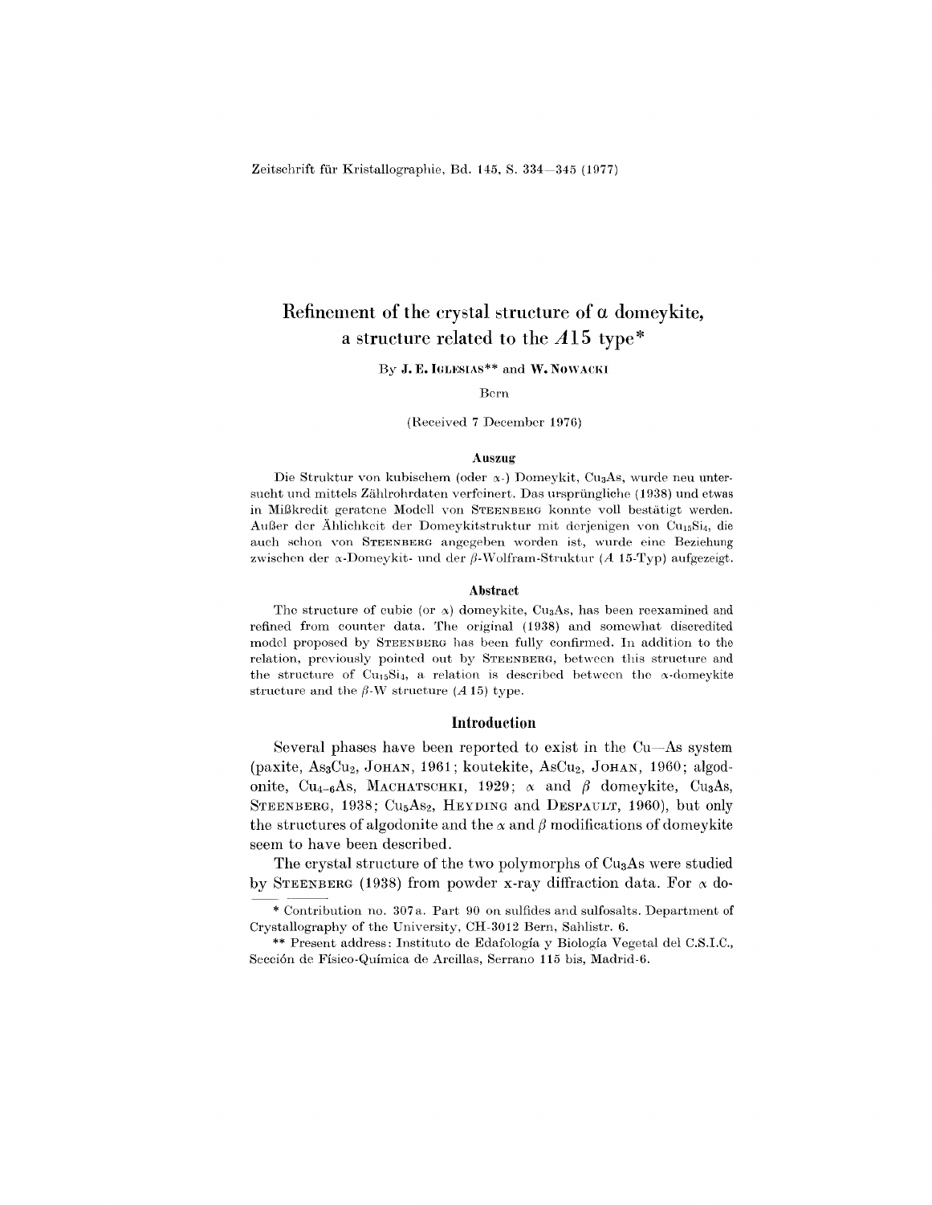# Refinement of the crystal structure of α domeykite, a structure related to the $A15$ type*

By **J. E. Iglesias**** and **W. Nowacki**

Bern

(Received 7 December 1976)

### Auszug

Die Struktur von kubischem (oder α-) Domeykit, $Cu_3As$, wurde neu untersucht und mittels Zählrohrdaten verfeinert. Das ursprüngliche (1938) und etwas in Mißkredit geratene Modell von Steenberg konnte voll bestätigt werden. Außer der Ähnlichkeit der Domeykitstruktur mit derjenigen von $Cu_{15}Si_4$, die auch schon von Steenberg angegeben worden ist, wurde eine Beziehung zwischen der α-Domeykit- und der β-Wolfram-Struktur ($A$ 15-Typ) aufgezeigt.

### Abstract

The structure of cubic (or α) domeykite, $Cu_3As$, has been reexamined and refined from counter data. The original (1938) and somewhat discredited model proposed by Steenberg has been fully confirmed. In addition to the relation, previously pointed out by Steenberg, between this structure and the structure of $Cu_{15}Si_4$, a relation is described between the α-domeykite structure and the β-W structure ($A$ 15) type.

## Introduction

Several phases have been reported to exist in the Cu—As system (paxite, $As_3Cu_2$, Johan, 1961; koutekite, $AsCu_2$, Johan, 1960; algodonite, $Cu_{4-6}As$, Machatschki, 1929; α and β domeykite, $Cu_3As$, Steenberg, 1938; $Cu_5As_2$, Heyding and Despault, 1960), but only the structures of algodonite and the α and β modifications of domeykite seem to have been described.

The crystal structure of the two polymorphs of $Cu_3As$ were studied by Steenberg (1938) from powder x-ray diffraction data. For α do-

---

* Contribution no. 307a. Part 90 on sulfides and sulfosalts. Department of Crystallography of the University, CH-3012 Bern, Sahlistr. 6.

** Present address: Instituto de Edafología y Biología Vegetal del C.S.I.C., Sección de Físico-Química de Arcillas, Serrano 115 bis, Madrid-6.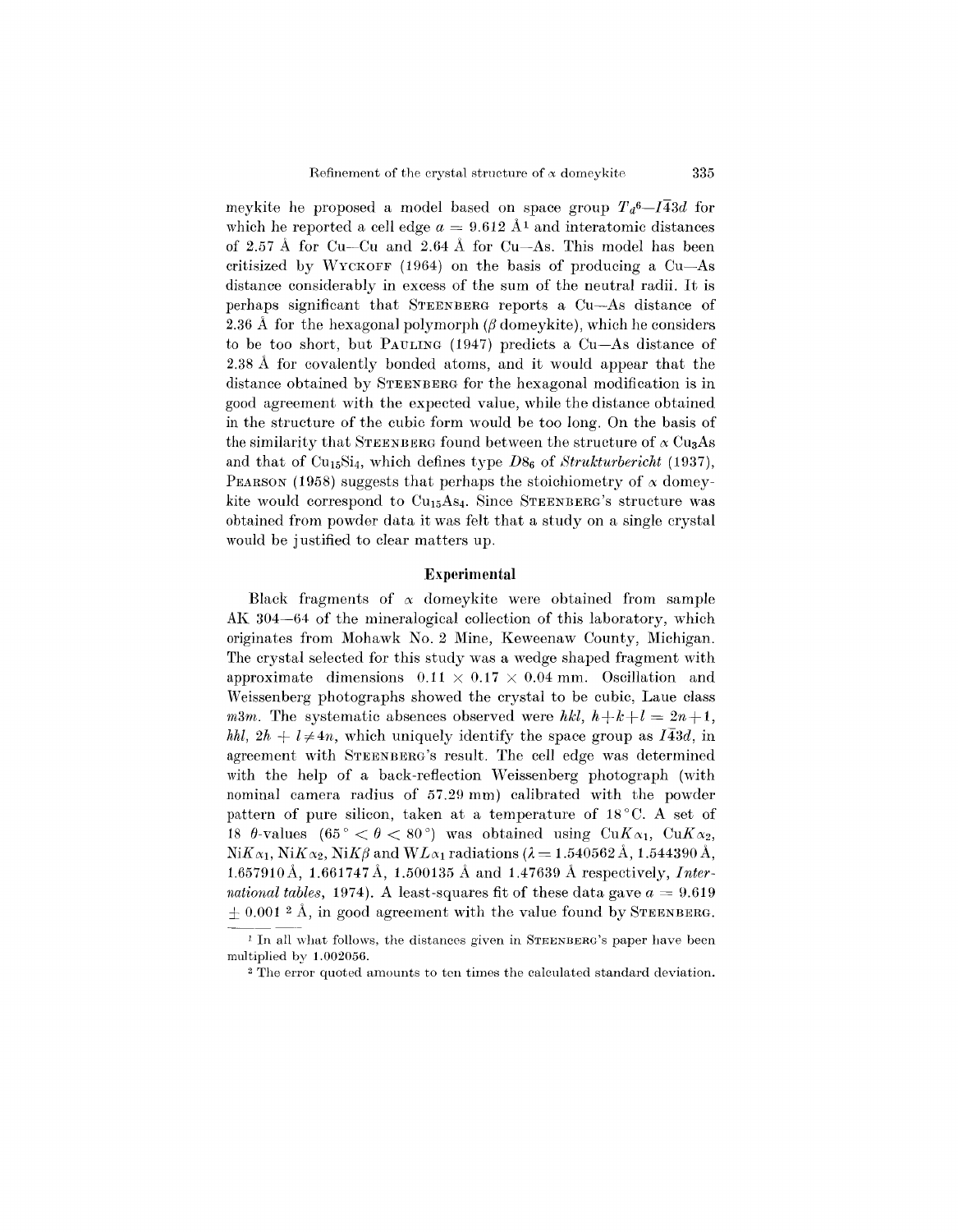meykite he proposed a model based on space group $T_d^6$—$I\bar{4}3d$ for which he reported a cell edge $a = 9.612$ Å[1] and interatomic distances of 2.57 Å for Cu—Cu and 2.64 Å for Cu—As. This model has been critisized by WYCKOFF (1964) on the basis of producing a Cu—As distance considerably in excess of the sum of the neutral radii. It is perhaps significant that STEENBERG reports a Cu—As distance of 2.36 Å for the hexagonal polymorph ($\beta$ domeykite), which he considers to be too short, but PAULING (1947) predicts a Cu—As distance of 2.38 Å for covalently bonded atoms, and it would appear that the distance obtained by STEENBERG for the hexagonal modification is in good agreement with the expected value, while the distance obtained in the structure of the cubic form would be too long. On the basis of the similarity that STEENBERG found between the structure of $\alpha$ $Cu_3As$ and that of $Cu_{15}Si_4$, which defines type $D8_6$ of *Strukturbericht* (1937), PEARSON (1958) suggests that perhaps the stoichiometry of $\alpha$ domeykite would correspond to $Cu_{15}As_4$. Since STEENBERG's structure was obtained from powder data it was felt that a study on a single crystal would be justified to clear matters up.

## Experimental

Black fragments of $\alpha$ domeykite were obtained from sample AK 304—64 of the mineralogical collection of this laboratory, which originates from Mohawk No. 2 Mine, Keweenaw County, Michigan. The crystal selected for this study was a wedge shaped fragment with approximate dimensions $0.11 \times 0.17 \times 0.04$ mm. Oscillation and Weissenberg photographs showed the crystal to be cubic, Laue class $m3m$. The systematic absences observed were $hkl$, $h+k+l = 2n+1$, $hhl$, $2h + l \neq 4n$, which uniquely identify the space group as $I\bar{4}3d$, in agreement with STEENBERG's result. The cell edge was determined with the help of a back-reflection Weissenberg photograph (with nominal camera radius of 57.29 mm) calibrated with the powder pattern of pure silicon, taken at a temperature of 18 °C. A set of 18 $\theta$-values ($65° < \theta < 80°$) was obtained using Cu$K\alpha_1$, Cu$K\alpha_2$, Ni$K\alpha_1$, Ni$K\alpha_2$, Ni$K\beta$ and W$L\alpha_1$ radiations ($\lambda = 1.540562$ Å, 1.544390 Å, 1.657910 Å, 1.661747 Å, 1.500135 Å and 1.47639 Å respectively, *International tables*, 1974). A least-squares fit of these data gave $a = 9.619 \pm 0.001$[2] Å, in good agreement with the value found by STEENBERG.

[1] In all what follows, the distances given in STEENBERG's paper have been multiplied by 1.002056.

[2] The error quoted amounts to ten times the calculated standard deviation.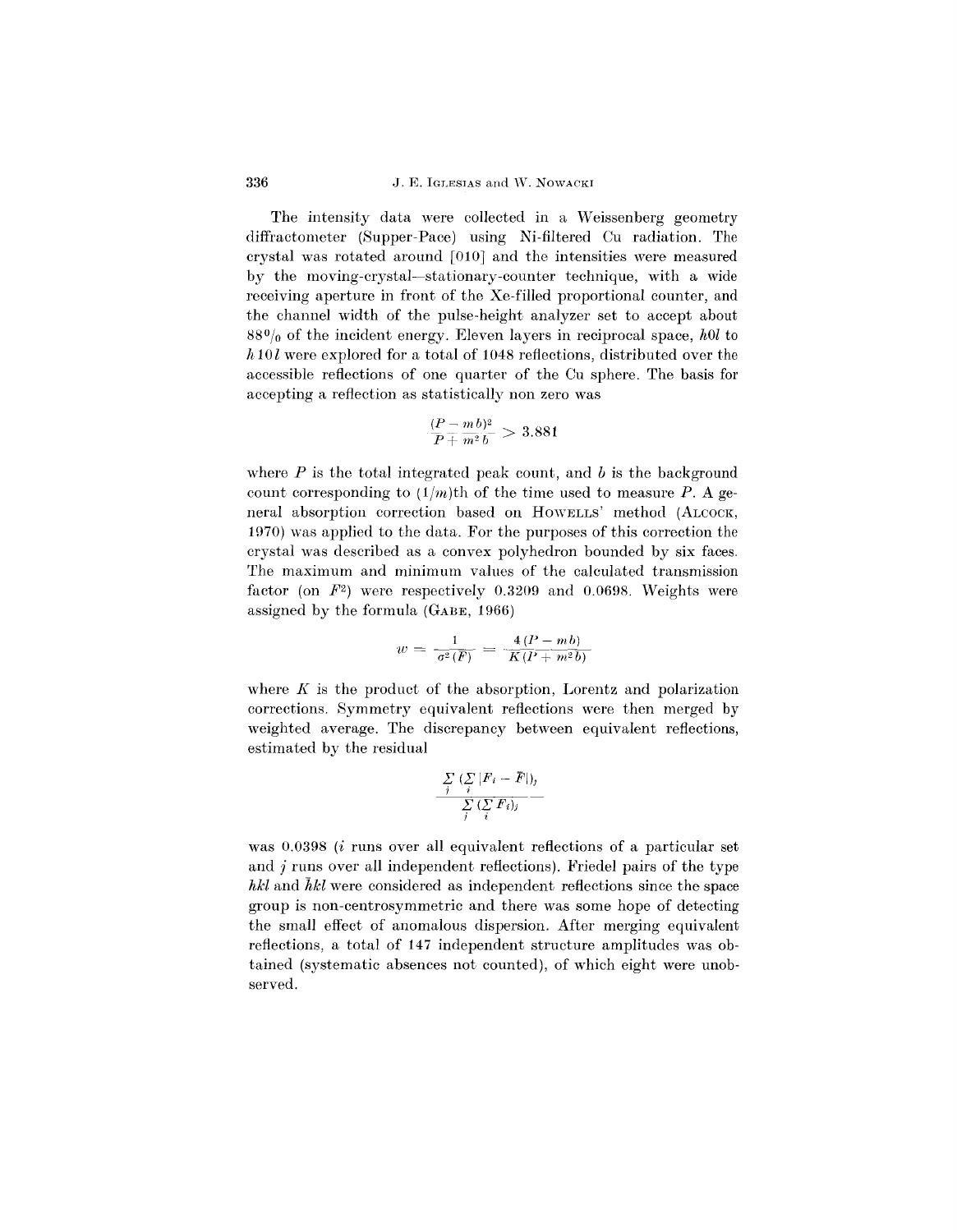The intensity data were collected in a Weissenberg geometry diffractometer (Supper-Pace) using Ni-filtered Cu radiation. The crystal was rotated around [010] and the intensities were measured by the moving-crystal—stationary-counter technique, with a wide receiving aperture in front of the Xe-filled proportional counter, and the channel width of the pulse-height analyzer set to accept about $88\%$ of the incident energy. Eleven layers in reciprocal space, $h0l$ to $h10l$ were explored for a total of 1048 reflections, distributed over the accessible reflections of one quarter of the Cu sphere. The basis for accepting a reflection as statistically non zero was

$$\frac{(P - m\,b)^2}{P + m^2\,b} > 3.881$$

where $P$ is the total integrated peak count, and $b$ is the background count corresponding to $(1/m)$th of the time used to measure $P$. A general absorption correction based on HOWELLS' method (ALCOCK, 1970) was applied to the data. For the purposes of this correction the crystal was described as a convex polyhedron bounded by six faces. The maximum and minimum values of the calculated transmission factor (on $F^2$) were respectively 0.3209 and 0.0698. Weights were assigned by the formula (GABE, 1966)

$$w = \frac{1}{\sigma^2(F)} = \frac{4\,(P - m\,b)}{K(P + m^2\,b)}$$

where $K$ is the product of the absorption, Lorentz and polarization corrections. Symmetry equivalent reflections were then merged by weighted average. The discrepancy between equivalent reflections, estimated by the residual

$$\frac{\sum\limits_{j} (\sum\limits_{i} |F_i - \bar{F}|)_j}{\sum\limits_{j} (\sum\limits_{i} F_i)_j}$$

was 0.0398 ($i$ runs over all equivalent reflections of a particular set and $j$ runs over all independent reflections). Friedel pairs of the type $hkl$ and $\bar{h}kl$ were considered as independent reflections since the space group is non-centrosymmetric and there was some hope of detecting the small effect of anomalous dispersion. After merging equivalent reflections, a total of 147 independent structure amplitudes was obtained (systematic absences not counted), of which eight were unobserved.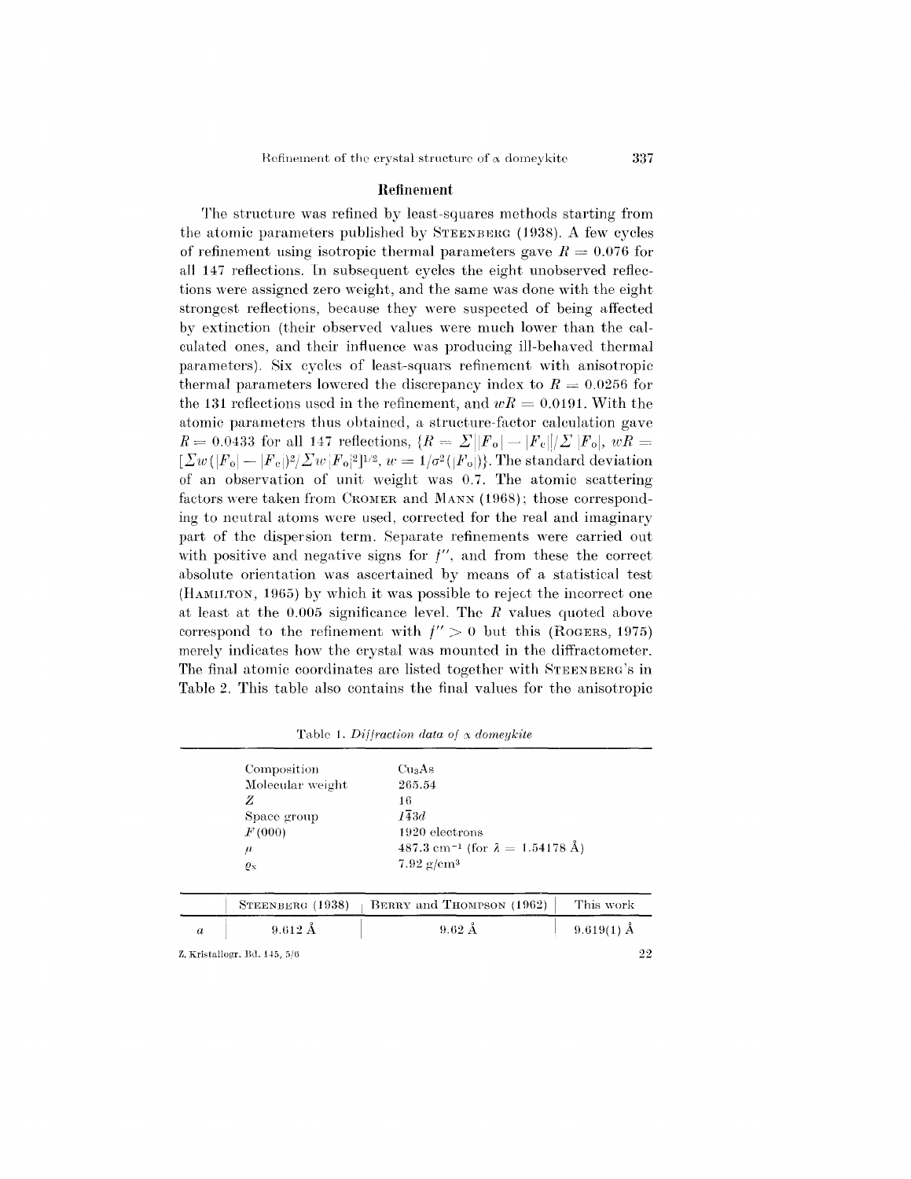## Refinement

The structure was refined by least-squares methods starting from the atomic parameters published by STEENBERG (1938). A few cycles of refinement using isotropic thermal parameters gave $R = 0.076$ for all 147 reflections. In subsequent cycles the eight unobserved reflections were assigned zero weight, and the same was done with the eight strongest reflections, because they were suspected of being affected by extinction (their observed values were much lower than the calculated ones, and their influence was producing ill-behaved thermal parameters). Six cycles of least-squars refinement with anisotropic thermal parameters lowered the discrepancy index to $R = 0.0256$ for the 131 reflections used in the refinement, and $wR = 0.0191$. With the atomic parameters thus obtained, a structure-factor calculation gave $R = 0.0433$ for all 147 reflections, $\{R = \Sigma||F_o| - |F_c||/\Sigma|F_o|$, $wR = [\Sigma w(|F_o| - |F_c|)^2/\Sigma w|F_o|^2]^{1/2}$, $w = 1/\sigma^2(|F_o|)\}$. The standard deviation of an observation of unit weight was 0.7. The atomic scattering factors were taken from CROMER and MANN (1968); those corresponding to neutral atoms were used, corrected for the real and imaginary part of the dispersion term. Separate refinements were carried out with positive and negative signs for $f''$, and from these the correct absolute orientation was ascertained by means of a statistical test (HAMILTON, 1965) by which it was possible to reject the incorrect one at least at the 0.005 significance level. The $R$ values quoted above correspond to the refinement with $f'' > 0$ but this (ROGERS, 1975) merely indicates how the crystal was mounted in the diffractometer. The final atomic coordinates are listed together with STEENBERG's in Table 2. This table also contains the final values for the anisotropic

Table 1. *Diffraction data of α domeykite*

| | |
|---|---|
| Composition | $Cu_3As$ |
| Molecular weight | 265.54 |
| $Z$ | 16 |
| Space group | $I\bar{4}3d$ |
| $F(000)$ | 1920 electrons |
| $\mu$ | 487.3 cm$^{-1}$ (for $\lambda = 1.54178$ Å) |
| $\varrho_x$ | 7.92 g/cm$^3$ |

| | STEENBERG (1938) | BERRY and THOMPSON (1962) | This work |
|---|---|---|---|
| $a$ | 9.612 Å | 9.62 Å | 9.619(1) Å |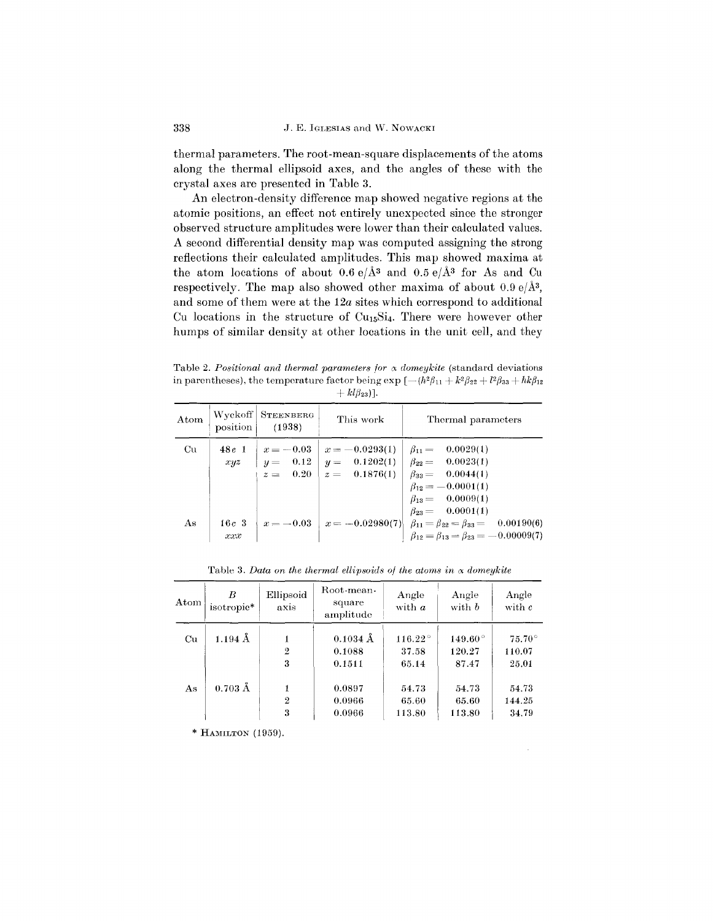thermal parameters. The root-mean-square displacements of the atoms along the thermal ellipsoid axes, and the angles of these with the crystal axes are presented in Table 3.

An electron-density difference map showed negative regions at the atomic positions, an effect not entirely unexpected since the stronger observed structure amplitudes were lower than their calculated values. A second differential density map was computed assigning the strong reflections their calculated amplitudes. This map showed maxima at the atom locations of about 0.6 e/Å$^3$ and 0.5 e/Å$^3$ for As and Cu respectively. The map also showed other maxima of about 0.9 e/Å$^3$, and some of them were at the $12a$ sites which correspond to additional Cu locations in the structure of $Cu_{15}Si_4$. There were however other humps of similar density at other locations in the unit cell, and they

Table 2. *Positional and thermal parameters for α domeykite* (standard deviations in parentheses), the temperature factor being $\exp[-(h^2\beta_{11} + k^2\beta_{22} + l^2\beta_{33} + hk\beta_{12} + kl\beta_{23})]$.

| Atom | Wyckoff position | STEENBERG (1938) | This work | Thermal parameters |
|---|---|---|---|---|
| Cu | $48e$ 1 $xyz$ | $x = -0.03$<br>$y = 0.12$<br>$z = 0.20$ | $x = -0.0293(1)$<br>$y = 0.1202(1)$<br>$z = 0.1876(1)$ | $\beta_{11} = 0.0029(1)$<br>$\beta_{22} = 0.0023(1)$<br>$\beta_{33} = 0.0044(1)$<br>$\beta_{12} = -0.0001(1)$<br>$\beta_{13} = 0.0009(1)$<br>$\beta_{23} = 0.0001(1)$ |
| As | $16c$ 3 $xxx$ | $x = -0.03$ | $x = -0.02980(7)$ | $\beta_{11} = \beta_{22} = \beta_{33} = 0.00190(6)$<br>$\beta_{12} = \beta_{13} = \beta_{23} = -0.00009(7)$ |

Table 3. *Data on the thermal ellipsoids of the atoms in α domeykite*

| Atom | $B$ isotropic* | Ellipsoid axis | Root-mean-square amplitude | Angle with $a$ | Angle with $b$ | Angle with $c$ |
|---|---|---|---|---|---|---|
| Cu | 1.194 Å | 1 | 0.1034 Å | 116.22° | 149.60° | 75.70° |
| | | 2 | 0.1088 | 37.58 | 120.27 | 110.07 |
| | | 3 | 0.1511 | 65.14 | 87.47 | 25.01 |
| As | 0.703 Å | 1 | 0.0897 | 54.73 | 54.73 | 54.73 |
| | | 2 | 0.0966 | 65.60 | 65.60 | 144.25 |
| | | 3 | 0.0966 | 113.80 | 113.80 | 34.79 |

\* HAMILTON (1959).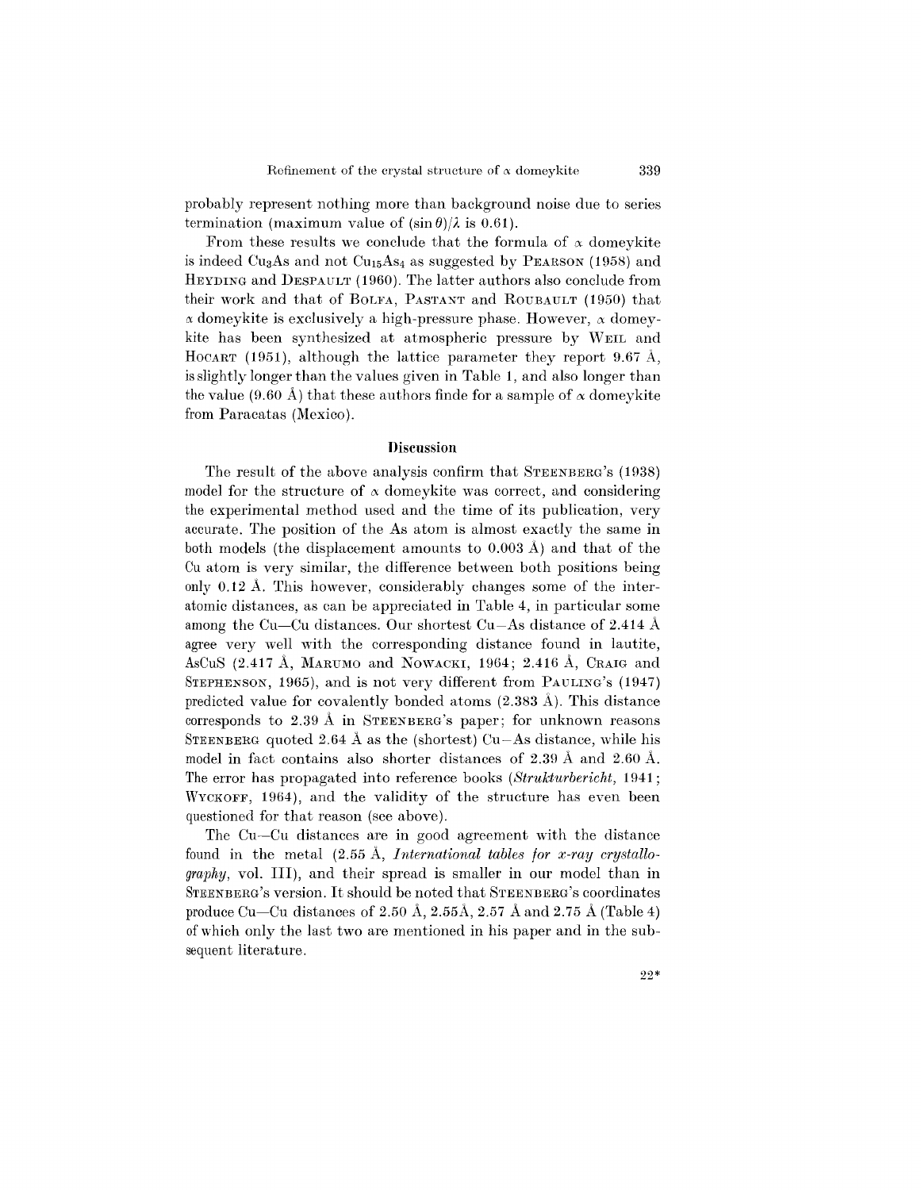probably represent nothing more than background noise due to series termination (maximum value of $(\sin\theta)/\lambda$ is 0.61).

From these results we conclude that the formula of α domeykite is indeed $Cu_3As$ and not $Cu_{15}As_4$ as suggested by PEARSON (1958) and HEYDING and DESPAULT (1960). The latter authors also conclude from their work and that of BOLFA, PASTANT and ROUBAULT (1950) that α domeykite is exclusively a high-pressure phase. However, α domeykite has been synthesized at atmospheric pressure by WEIL and HOCART (1951), although the lattice parameter they report 9.67 Å, is slightly longer than the values given in Table 1, and also longer than the value (9.60 Å) that these authors finde for a sample of α domeykite from Paracatas (Mexico).

## Discussion

The result of the above analysis confirm that STEENBERG's (1938) model for the structure of α domeykite was correct, and considering the experimental method used and the time of its publication, very accurate. The position of the As atom is almost exactly the same in both models (the displacement amounts to 0.003 Å) and that of the Cu atom is very similar, the difference between both positions being only 0.12 Å. This however, considerably changes some of the interatomic distances, as can be appreciated in Table 4, in particular some among the Cu—Cu distances. Our shortest Cu—As distance of 2.414 Å agree very well with the corresponding distance found in lautite, AsCuS (2.417 Å, MARUMO and NOWACKI, 1964; 2.416 Å, CRAIG and STEPHENSON, 1965), and is not very different from PAULING's (1947) predicted value for covalently bonded atoms (2.383 Å). This distance corresponds to 2.39 Å in STEENBERG's paper; for unknown reasons STEENBERG quoted 2.64 Å as the (shortest) Cu—As distance, while his model in fact contains also shorter distances of 2.39 Å and 2.60 Å. The error has propagated into reference books (*Strukturbericht*, 1941; WYCKOFF, 1964), and the validity of the structure has even been questioned for that reason (see above).

The Cu—Cu distances are in good agreement with the distance found in the metal (2.55 Å, *International tables for x-ray crystallography*, vol. III), and their spread is smaller in our model than in STEENBERG's version. It should be noted that STEENBERG's coordinates produce Cu—Cu distances of 2.50 Å, 2.55Å, 2.57 Å and 2.75 Å (Table 4) of which only the last two are mentioned in his paper and in the subsequent literature.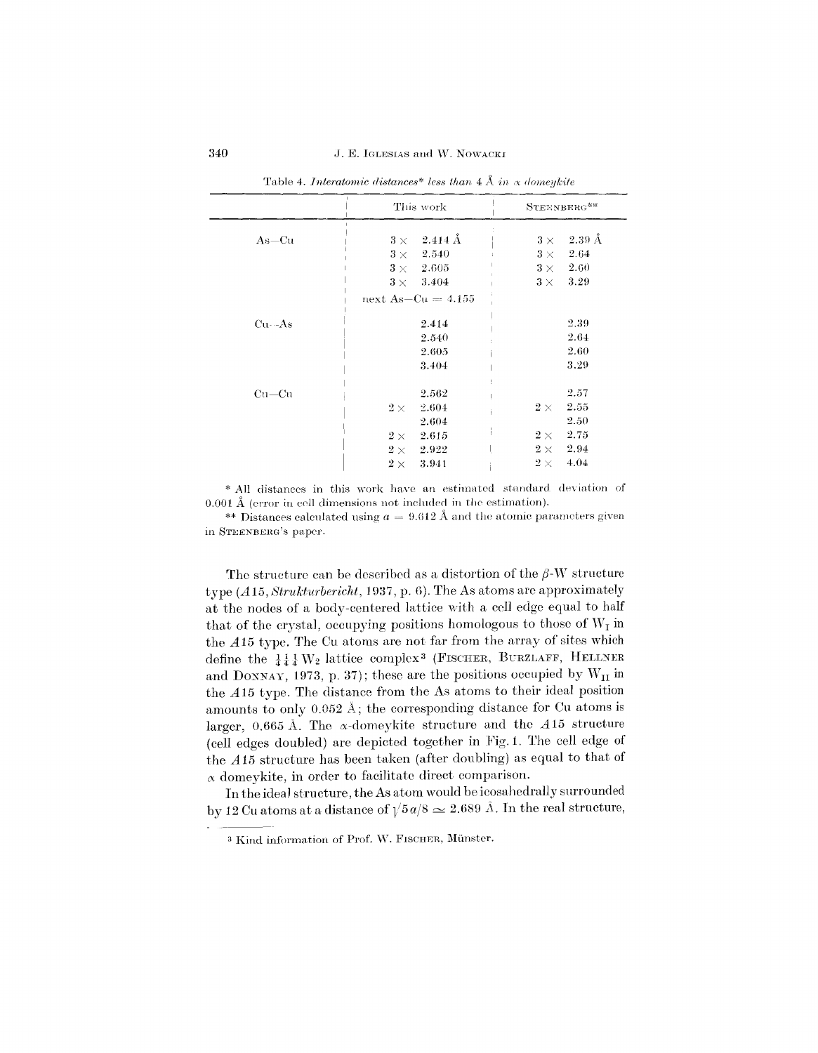Table 4. *Interatomic distances\* less than 4 Å in α domeykite*

| | This work | STEENBERG** |
|---|---|---|
| As—Cu | 3 × 2.414 Å | 3 × 2.39 Å |
| | 3 × 2.540 | 3 × 2.64 |
| | 3 × 2.605 | 3 × 2.60 |
| | 3 × 3.404 | 3 × 3.29 |
| | next As—Cu = 4.155 | |
| Cu—As | 2.414 | 2.39 |
| | 2.540 | 2.64 |
| | 2.605 | 2.60 |
| | 3.404 | 3.29 |
| Cu—Cu | 2.562 | 2.57 |
| | 2 × 2.604 | 2 × 2.55 |
| | 2.604 | 2.50 |
| | 2 × 2.615 | 2 × 2.75 |
| | 2 × 2.922 | 2 × 2.94 |
| | 2 × 3.941 | 2 × 4.04 |

\* All distances in this work have an estimated standard deviation of 0.001 Å (error in cell dimensions not included in the estimation).

\*\* Distances calculated using $a = 9.612$ Å and the atomic parameters given in STEENBERG's paper.

The structure can be described as a distortion of the β-W structure type (*A*15, *Strukturbericht*, 1937, p. 6). The As atoms are approximately at the nodes of a body-centered lattice with a cell edge equal to half that of the crystal, occupying positions homologous to those of $W_I$ in the *A*15 type. The Cu atoms are not far from the array of sites which define the $\frac{1}{4}\frac{1}{4}\frac{1}{4}$ $W_2$ lattice complex[3] (FISCHER, BURZLAFF, HELLNER and DONNAY, 1973, p. 37); these are the positions occupied by $W_{II}$ in the *A*15 type. The distance from the As atoms to their ideal position amounts to only 0.052 Å; the corresponding distance for Cu atoms is larger, 0.665 Å. The α-domeykite structure and the *A*15 structure (cell edges doubled) are depicted together in Fig. 1. The cell edge of the *A*15 structure has been taken (after doubling) as equal to that of α domeykite, in order to facilitate direct comparison.

In the ideal structure, the As atom would be icosahedrally surrounded by 12 Cu atoms at a distance of $\sqrt{5}a/8 \simeq 2.689$ Å. In the real structure,

[3] Kind information of Prof. W. FISCHER, Münster.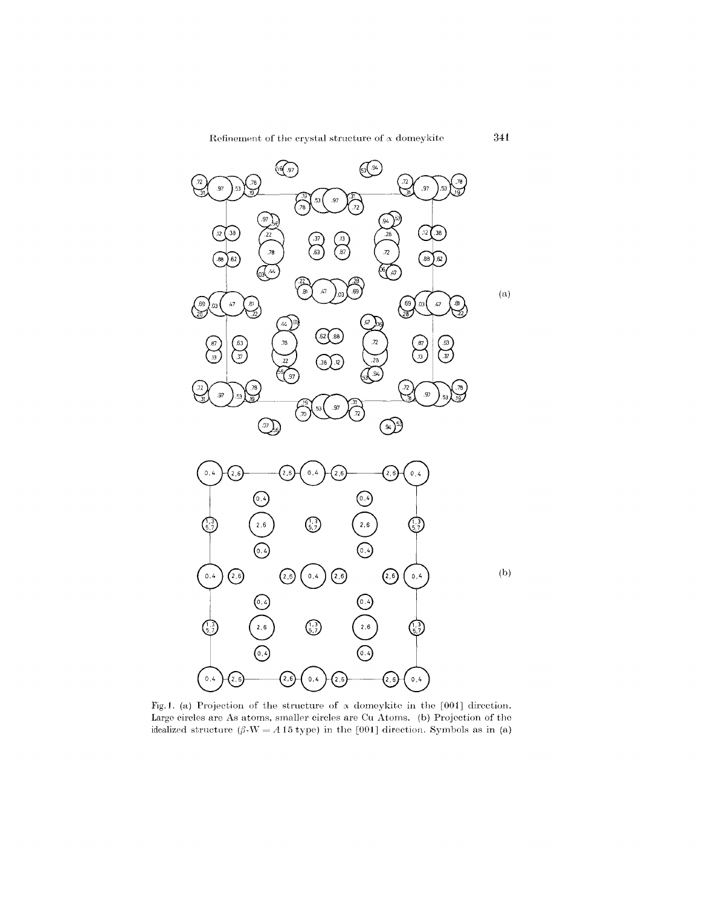Fig. 1. (a) Projection of the structure of $\alpha$ domeykite in the [001] direction. Large circles are As atoms, smaller circles are Cu Atoms. (b) Projection of the idealized structure ($\beta$-W = $A15$ type) in the [001] direction. Symbols as in (a)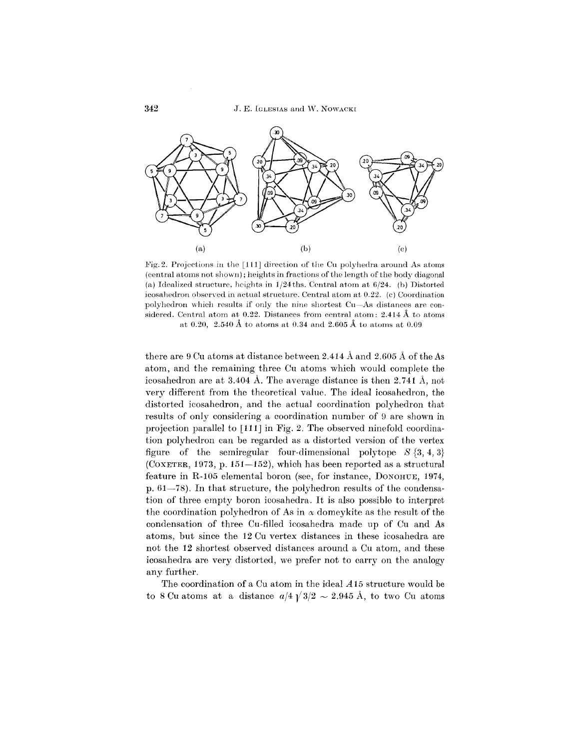Fig. 2. Projections in the [111] direction of the Cu polyhedra around As atoms (central atoms not shown); heights in fractions of the length of the body diagonal (a) Idealized structure, heights in 1/24ths. Central atom at 6/24. (b) Distorted icosahedron observed in actual structure. Central atom at 0.22. (c) Coordination polyhedron which results if only the nine shortest Cu—As distances are considered. Central atom at 0.22. Distances from central atom: 2.414 Å to atoms at 0.20, 2.540 Å to atoms at 0.34 and 2.605 Å to atoms at 0.09

there are 9 Cu atoms at distance between 2.414 Å and 2.605 Å of the As atom, and the remaining three Cu atoms which would complete the icosahedron are at 3.404 Å. The average distance is then 2.741 Å, not very different from the theoretical value. The ideal icosahedron, the distorted icosahedron, and the actual coordination polyhedron that results of only considering a coordination number of 9 are shown in projection parallel to [111] in Fig. 2. The observed ninefold coordination polyhedron can be regarded as a distorted version of the vertex figure of the semiregular four-dimensional polytope $S\{3, 4, 3\}$ (COXETER, 1973, p. 151—152), which has been reported as a structural feature in R-105 elemental boron (see, for instance, DONOHUE, 1974, p. 61—78). In that structure, the polyhedron results of the condensation of three empty boron icosahedra. It is also possible to interpret the coordination polyhedron of As in $\alpha$ domeykite as the result of the condensation of three Cu-filled icosahedra made up of Cu and As atoms, but since the 12 Cu vertex distances in these icosahedra are not the 12 shortest observed distances around a Cu atom, and these icosahedra are very distorted, we prefer not to carry on the analogy any further.

The coordination of a Cu atom in the ideal $A15$ structure would be to 8 Cu atoms at a distance $a/4\sqrt{3/2} \sim 2.945$ Å, to two Cu atoms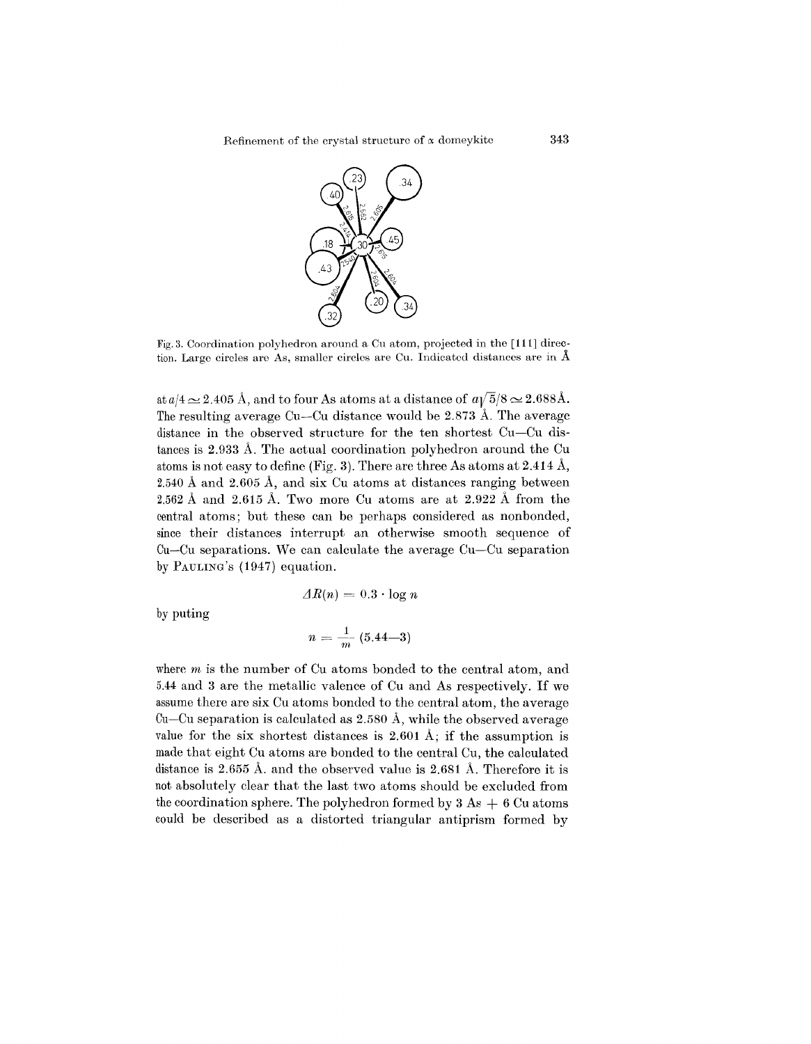Fig. 3. Coordination polyhedron around a Cu atom, projected in the [111] direction. Large circles are As, smaller circles are Cu. Indicated distances are in Å

at $a/4 \simeq 2.405$ Å, and to four As atoms at a distance of $a\sqrt{5}/8 \simeq 2.688$Å. The resulting average Cu—Cu distance would be 2.873 Å. The average distance in the observed structure for the ten shortest Cu—Cu distances is 2.933 Å. The actual coordination polyhedron around the Cu atoms is not easy to define (Fig. 3). There are three As atoms at 2.414 Å, 2.540 Å and 2.605 Å, and six Cu atoms at distances ranging between 2.562 Å and 2.615 Å. Two more Cu atoms are at 2.922 Å from the central atoms; but these can be perhaps considered as nonbonded, since their distances interrupt an otherwise smooth sequence of Cu—Cu separations. We can calculate the average Cu—Cu separation by PAULING's (1947) equation.

$$\Delta R(n) = 0.3 \cdot \log n$$

by puting

$$n = \frac{1}{m} (5.44 - 3)$$

where $m$ is the number of Cu atoms bonded to the central atom, and 5.44 and 3 are the metallic valence of Cu and As respectively. If we assume there are six Cu atoms bonded to the central atom, the average Cu—Cu separation is calculated as 2.580 Å, while the observed average value for the six shortest distances is 2.601 Å; if the assumption is made that eight Cu atoms are bonded to the central Cu, the calculated distance is 2.655 Å. and the observed value is 2.681 Å. Therefore it is not absolutely clear that the last two atoms should be excluded from the coordination sphere. The polyhedron formed by 3 As + 6 Cu atoms could be described as a distorted triangular antiprism formed by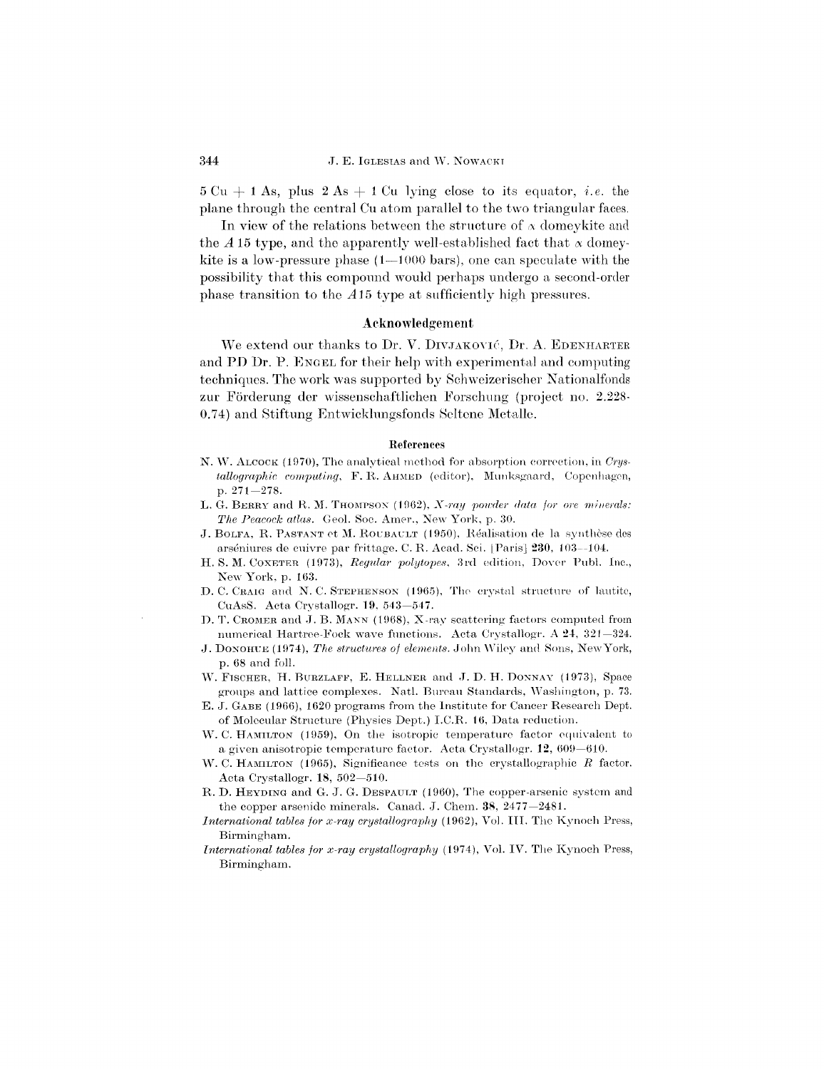5 Cu + 1 As, plus 2 As + 1 Cu lying close to its equator, *i.e.* the plane through the central Cu atom parallel to the two triangular faces.

In view of the relations between the structure of α domeykite and the *A* 15 type, and the apparently well-established fact that α domeykite is a low-pressure phase (1—1000 bars), one can speculate with the possibility that this compound would perhaps undergo a second-order phase transition to the *A*15 type at sufficiently high pressures.

## Acknowledgement

We extend our thanks to Dr. V. Divjaković, Dr. A. Edenharter and PD Dr. P. Engel for their help with experimental and computing techniques. The work was supported by Schweizerischer Nationalfonds zur Förderung der wissenschaftlichen Forschung (project no. 2.228-0.74) and Stiftung Entwicklungsfonds Seltene Metalle.

## References

N. W. Alcock (1970), The analytical method for absorption correction, in *Crystallographic computing*, F. R. Ahmed (editor), Munksgaard, Copenhagen, p. 271—278.

L. G. Berry and R. M. Thompson (1962), *X-ray powder data for ore minerals: The Peacock atlas.* Geol. Soc. Amer., New York, p. 30.

J. Bolfa, R. Pastant et M. Roubault (1950), Réalisation de la synthèse des arséniures de cuivre par frittage. C. R. Acad. Sci. [Paris] **230**, 103—104.

H. S. M. Coxeter (1973), *Regular polytopes*, 3rd edition, Dover Publ. Inc., New York, p. 163.

D. C. Craig and N. C. Stephenson (1965), The crystal structure of lautite, CuAsS. Acta Crystallogr. **19**, 543—547.

D. T. Cromer and J. B. Mann (1968), X-ray scattering factors computed from numerical Hartree-Fock wave functions. Acta Crystallogr. A **24**, 321—324.

J. Donohue (1974), *The structures of elements.* John Wiley and Sons, New York, p. 68 and foll.

W. Fischer, H. Burzlaff, E. Hellner and J. D. H. Donnay (1973), Space groups and lattice complexes. Natl. Bureau Standards, Washington, p. 73.

E. J. Gabe (1966), 1620 programs from the Institute for Cancer Research Dept. of Molecular Structure (Physics Dept.) I.C.R. 16, Data reduction.

W. C. Hamilton (1959), On the isotropic temperature factor equivalent to a given anisotropic temperature factor. Acta Crystallogr. **12**, 609—610.

W. C. Hamilton (1965), Significance tests on the crystallographic R factor. Acta Crystallogr. **18**, 502—510.

R. D. Heyding and G. J. G. Despault (1960), The copper-arsenic system and the copper arsenide minerals. Canad. J. Chem. **38**, 2477—2481.

*International tables for x-ray crystallography* (1962), Vol. III. The Kynoch Press, Birmingham.

*International tables for x-ray crystallography* (1974), Vol. IV. The Kynoch Press, Birmingham.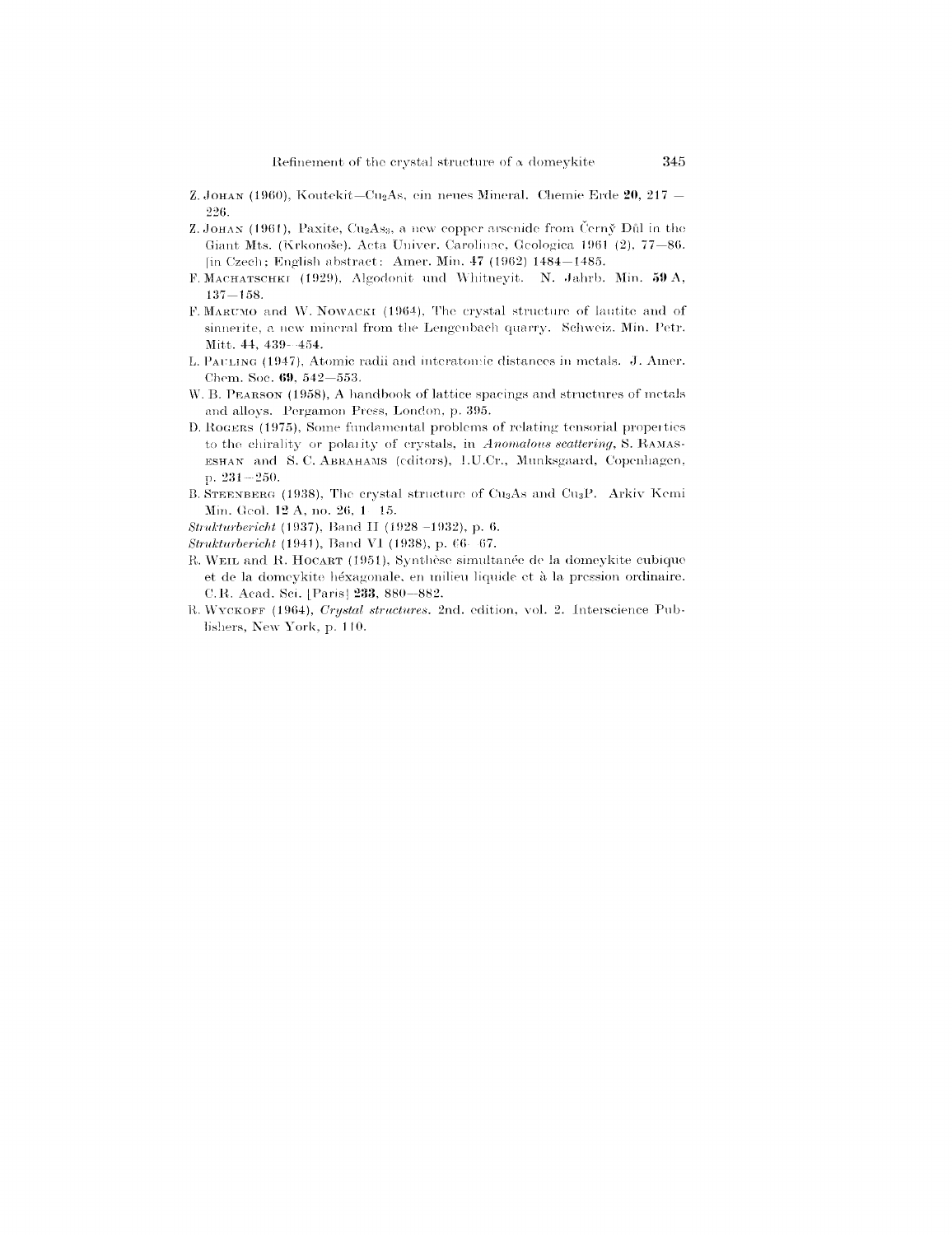Z. JOHAN (1960), Koutekit—$Cu_2As$, ein neues Mineral. Chemie Erde **20**, 217—226.

Z. JOHAN (1961), Paxite, $Cu_2As_3$, a new copper arsenide from Černý Důl in the Giant Mts. (Krkonoše). Acta Univer. Carolinae, Geologica 1961 (2), 77—86. [in Czech; English abstract: Amer. Min. **47** (1962) 1484—1485.

F. MACHATSCHKI (1929), Algodonit und Whitneyit. N. Jahrb. Min. **59** A, 137—158.

F. MARUMO and W. NOWACKI (1964), The crystal structure of lautite and of sinnerite, a new mineral from the Lengenbach quarry. Schweiz. Min. Petr. Mitt. **44**, 439—454.

L. PAULING (1947), Atomic radii and interatomic distances in metals. J. Amer. Chem. Soc. **69**, 542—553.

W. B. PEARSON (1958), A handbook of lattice spacings and structures of metals and alloys. Pergamon Press, London, p. 395.

D. ROGERS (1975), Some fundamental problems of relating tensorial properties to the chirality or polarity of crystals, in *Anomalous scattering*, S. RAMASESHAN and S. C. ABRAHAMS (editors), I.U.Cr., Munksgaard, Copenhagen, p. 231—250.

B. STEENBERG (1938), The crystal structure of $Cu_3As$ and $Cu_3P$. Arkiv Kemi Min. Geol. **12** A, no. 26, 1—15.

*Strukturbericht* (1937), Band II (1928—1932), p. 6.

*Strukturbericht* (1941), Band VI (1938), p. 66—67.

R. WEIL and R. HOCART (1951), Synthèse simultanée de la domeykite cubique et de la domeykite héxagonale, en milieu liquide et à la pression ordinaire. C.R. Acad. Sci. [Paris] **233**, 880—882.

R. WYCKOFF (1964), *Crystal structures*. 2nd. edition, vol. 2. Interscience Publishers, New York, p. 110.